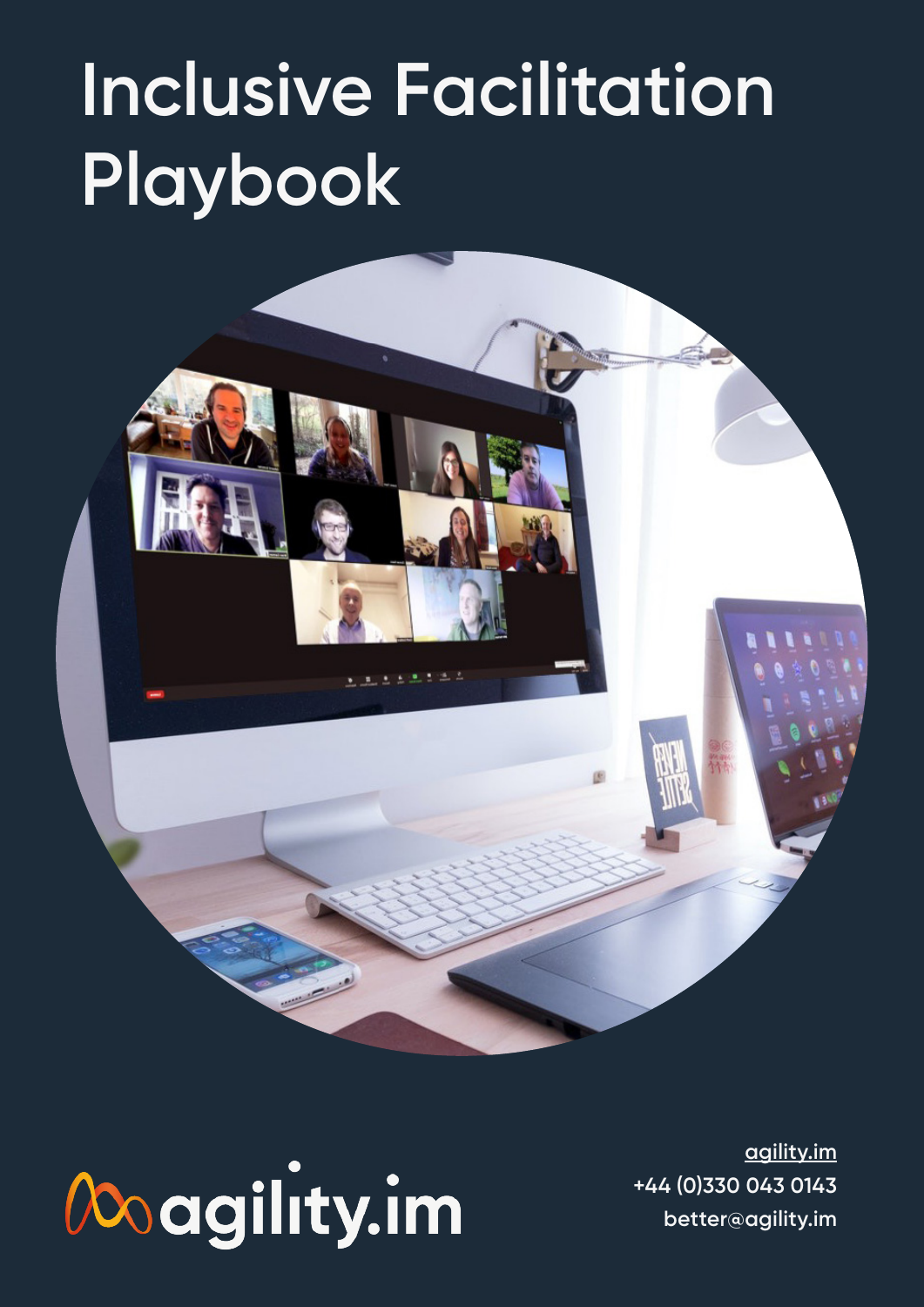# Inclusive Facilitation Playbook

agility.im

agility.im
+44 (0)330 043 0143
better@agility.im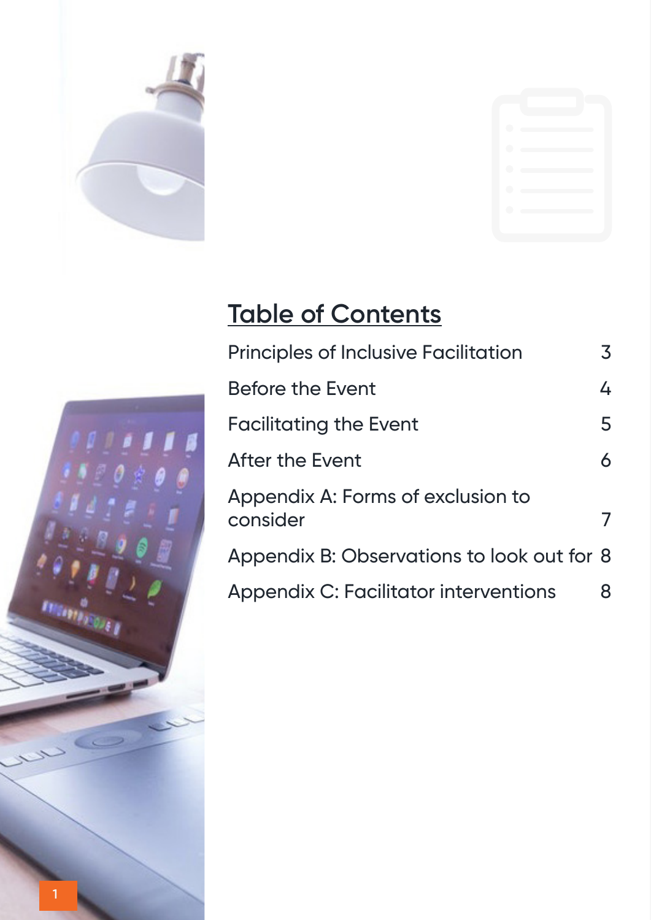## Table of Contents

| | |
|---|---|
| Principles of Inclusive Facilitation | 3 |
| Before the Event | 4 |
| Facilitating the Event | 5 |
| After the Event | 6 |
| Appendix A: Forms of exclusion to consider | 7 |
| Appendix B: Observations to look out for | 8 |
| Appendix C: Facilitator interventions | 8 |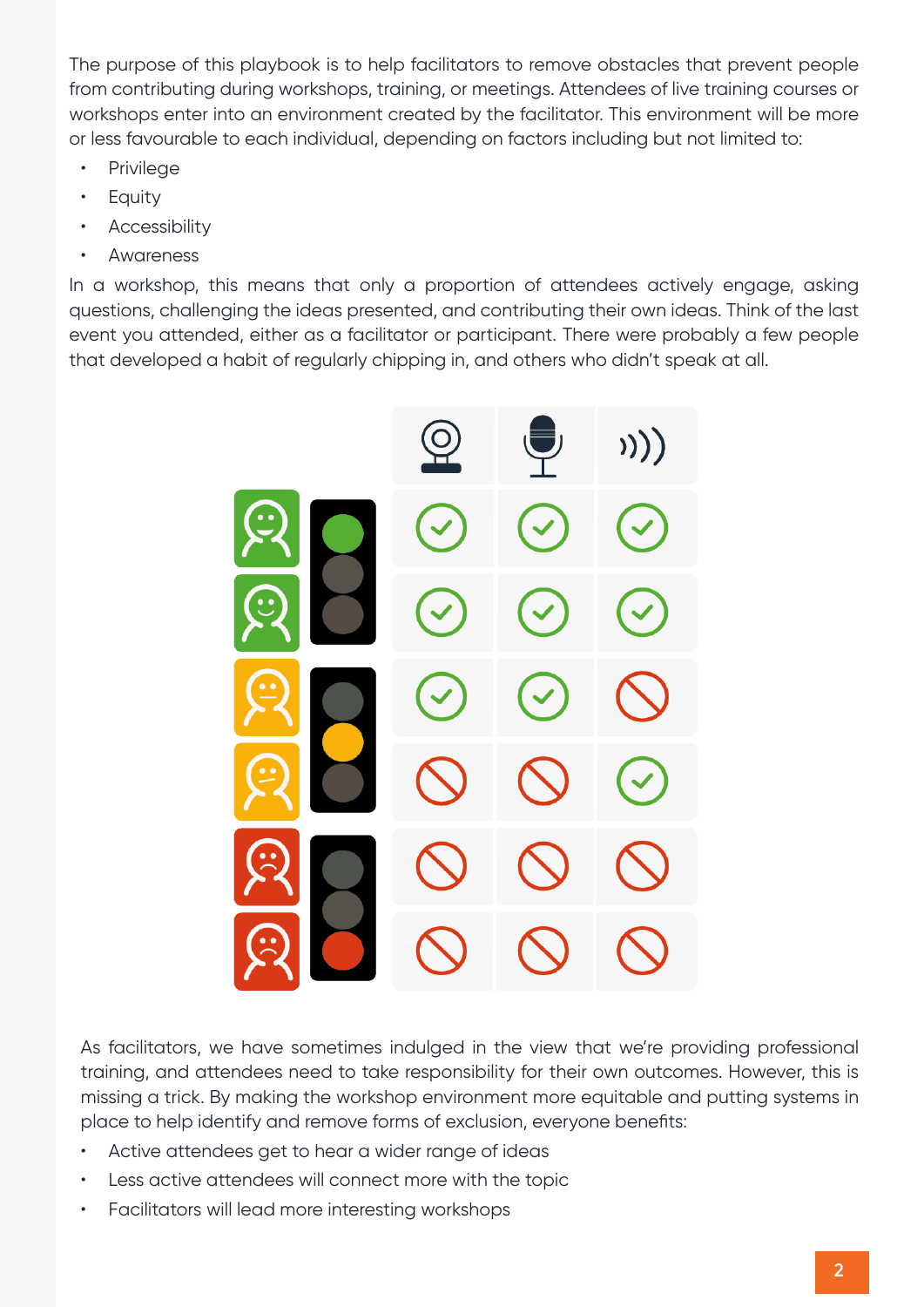The purpose of this playbook is to help facilitators to remove obstacles that prevent people from contributing during workshops, training, or meetings. Attendees of live training courses or workshops enter into an environment created by the facilitator. This environment will be more or less favourable to each individual, depending on factors including but not limited to:

- Privilege
- Equity
- Accessibility
- Awareness

In a workshop, this means that only a proportion of attendees actively engage, asking questions, challenging the ideas presented, and contributing their own ideas. Think of the last event you attended, either as a facilitator or participant. There were probably a few people that developed a habit of regularly chipping in, and others who didn't speak at all.

As facilitators, we have sometimes indulged in the view that we're providing professional training, and attendees need to take responsibility for their own outcomes. However, this is missing a trick. By making the workshop environment more equitable and putting systems in place to help identify and remove forms of exclusion, everyone benefits:

- Active attendees get to hear a wider range of ideas
- Less active attendees will connect more with the topic
- Facilitators will lead more interesting workshops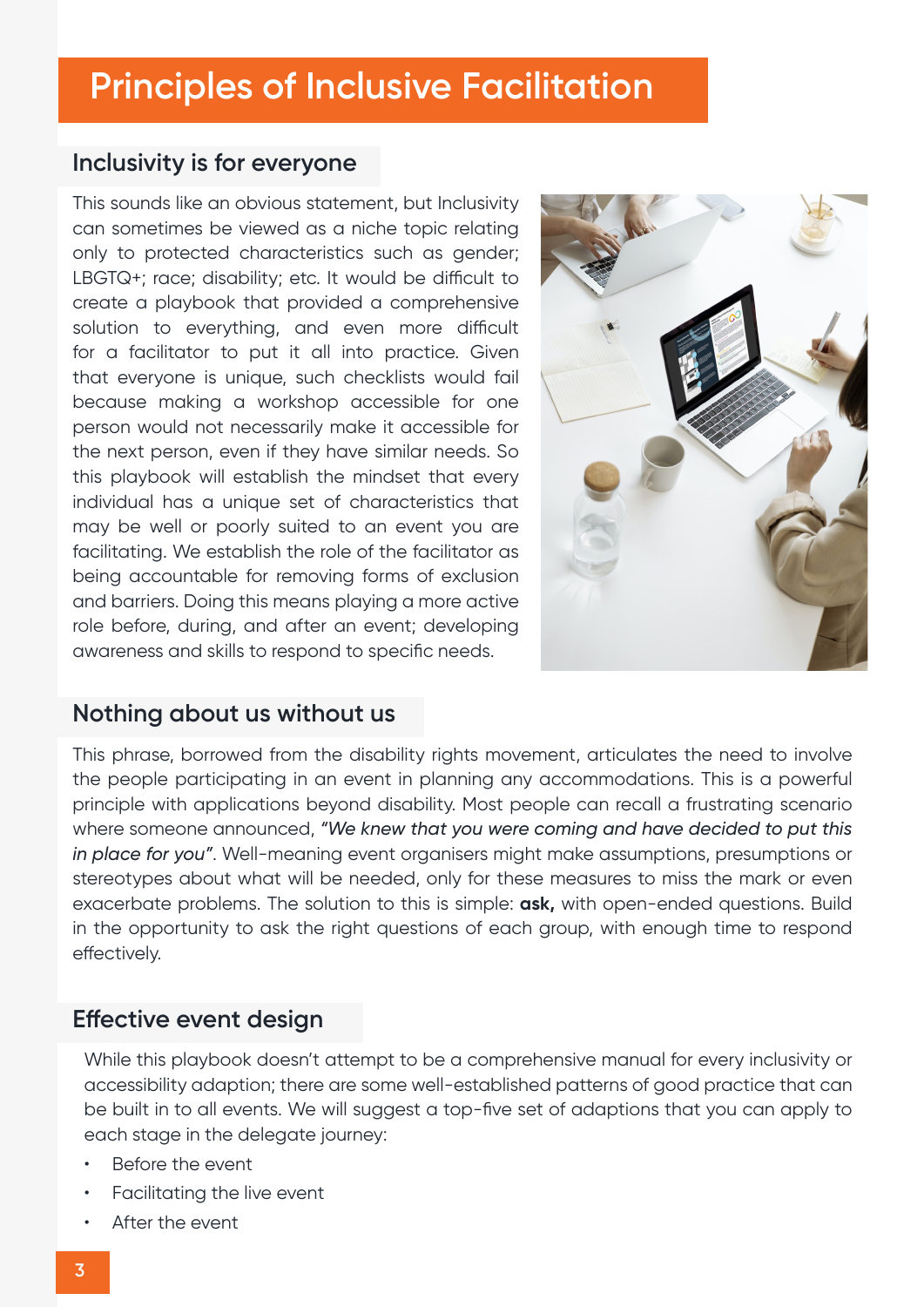# Principles of Inclusive Facilitation

## Inclusivity is for everyone

This sounds like an obvious statement, but Inclusivity can sometimes be viewed as a niche topic relating only to protected characteristics such as gender; LBGTQ+; race; disability; etc. It would be difficult to create a playbook that provided a comprehensive solution to everything, and even more difficult for a facilitator to put it all into practice. Given that everyone is unique, such checklists would fail because making a workshop accessible for one person would not necessarily make it accessible for the next person, even if they have similar needs. So this playbook will establish the mindset that every individual has a unique set of characteristics that may be well or poorly suited to an event you are facilitating. We establish the role of the facilitator as being accountable for removing forms of exclusion and barriers. Doing this means playing a more active role before, during, and after an event; developing awareness and skills to respond to specific needs.

## Nothing about us without us

This phrase, borrowed from the disability rights movement, articulates the need to involve the people participating in an event in planning any accommodations. This is a powerful principle with applications beyond disability. Most people can recall a frustrating scenario where someone announced, *"We knew that you were coming and have decided to put this in place for you"*. Well-meaning event organisers might make assumptions, presumptions or stereotypes about what will be needed, only for these measures to miss the mark or even exacerbate problems. The solution to this is simple: **ask,** with open-ended questions. Build in the opportunity to ask the right questions of each group, with enough time to respond effectively.

## Effective event design

While this playbook doesn't attempt to be a comprehensive manual for every inclusivity or accessibility adaption; there are some well-established patterns of good practice that can be built in to all events. We will suggest a top-five set of adaptions that you can apply to each stage in the delegate journey:

- Before the event
- Facilitating the live event
- After the event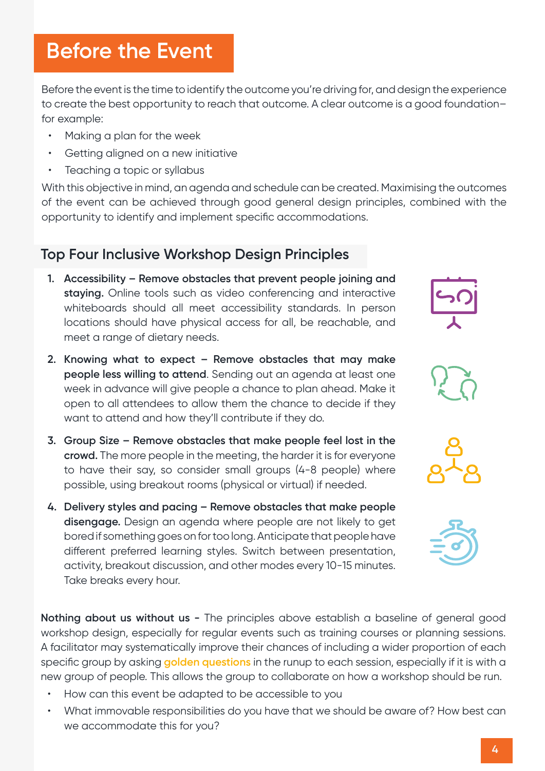# Before the Event

Before the event is the time to identify the outcome you're driving for, and design the experience to create the best opportunity to reach that outcome. A clear outcome is a good foundation– for example:

- Making a plan for the week
- Getting aligned on a new initiative
- Teaching a topic or syllabus

With this objective in mind, an agenda and schedule can be created. Maximising the outcomes of the event can be achieved through good general design principles, combined with the opportunity to identify and implement specific accommodations.

## Top Four Inclusive Workshop Design Principles

1. **Accessibility – Remove obstacles that prevent people joining and staying.** Online tools such as video conferencing and interactive whiteboards should all meet accessibility standards. In person locations should have physical access for all, be reachable, and meet a range of dietary needs.
2. **Knowing what to expect – Remove obstacles that may make people less willing to attend**. Sending out an agenda at least one week in advance will give people a chance to plan ahead. Make it open to all attendees to allow them the chance to decide if they want to attend and how they'll contribute if they do.
3. **Group Size – Remove obstacles that make people feel lost in the crowd.** The more people in the meeting, the harder it is for everyone to have their say, so consider small groups (4-8 people) where possible, using breakout rooms (physical or virtual) if needed.
4. **Delivery styles and pacing – Remove obstacles that make people disengage.** Design an agenda where people are not likely to get bored if something goes on for too long. Anticipate that people have different preferred learning styles. Switch between presentation, activity, breakout discussion, and other modes every 10-15 minutes. Take breaks every hour.

**Nothing about us without us -** The principles above establish a baseline of general good workshop design, especially for regular events such as training courses or planning sessions. A facilitator may systematically improve their chances of including a wider proportion of each specific group by asking golden questions in the runup to each session, especially if it is with a new group of people. This allows the group to collaborate on how a workshop should be run.

- How can this event be adapted to be accessible to you
- What immovable responsibilities do you have that we should be aware of? How best can we accommodate this for you?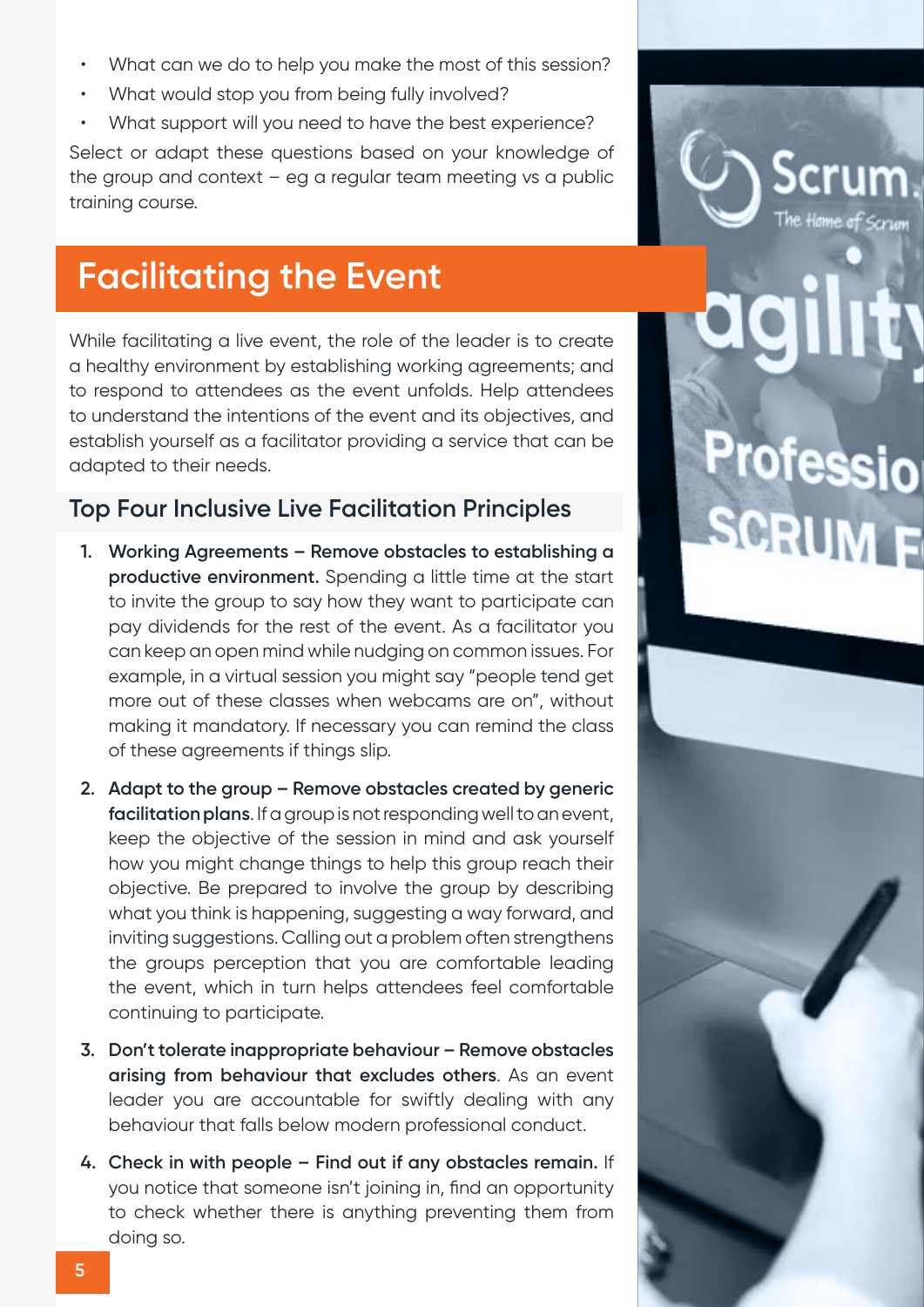- What can we do to help you make the most of this session?
- What would stop you from being fully involved?
- What support will you need to have the best experience?

Select or adapt these questions based on your knowledge of the group and context – eg a regular team meeting vs a public training course.

## Facilitating the Event

While facilitating a live event, the role of the leader is to create a healthy environment by establishing working agreements; and to respond to attendees as the event unfolds. Help attendees to understand the intentions of the event and its objectives, and establish yourself as a facilitator providing a service that can be adapted to their needs.

### Top Four Inclusive Live Facilitation Principles

1. **Working Agreements – Remove obstacles to establishing a productive environment.** Spending a little time at the start to invite the group to say how they want to participate can pay dividends for the rest of the event. As a facilitator you can keep an open mind while nudging on common issues. For example, in a virtual session you might say "people tend get more out of these classes when webcams are on", without making it mandatory. If necessary you can remind the class of these agreements if things slip.

2. **Adapt to the group – Remove obstacles created by generic facilitation plans**. If a group is not responding well to an event, keep the objective of the session in mind and ask yourself how you might change things to help this group reach their objective. Be prepared to involve the group by describing what you think is happening, suggesting a way forward, and inviting suggestions. Calling out a problem often strengthens the groups perception that you are comfortable leading the event, which in turn helps attendees feel comfortable continuing to participate.

3. **Don't tolerate inappropriate behaviour – Remove obstacles arising from behaviour that excludes others**. As an event leader you are accountable for swiftly dealing with any behaviour that falls below modern professional conduct.

4. **Check in with people – Find out if any obstacles remain.** If you notice that someone isn't joining in, find an opportunity to check whether there is anything preventing them from doing so.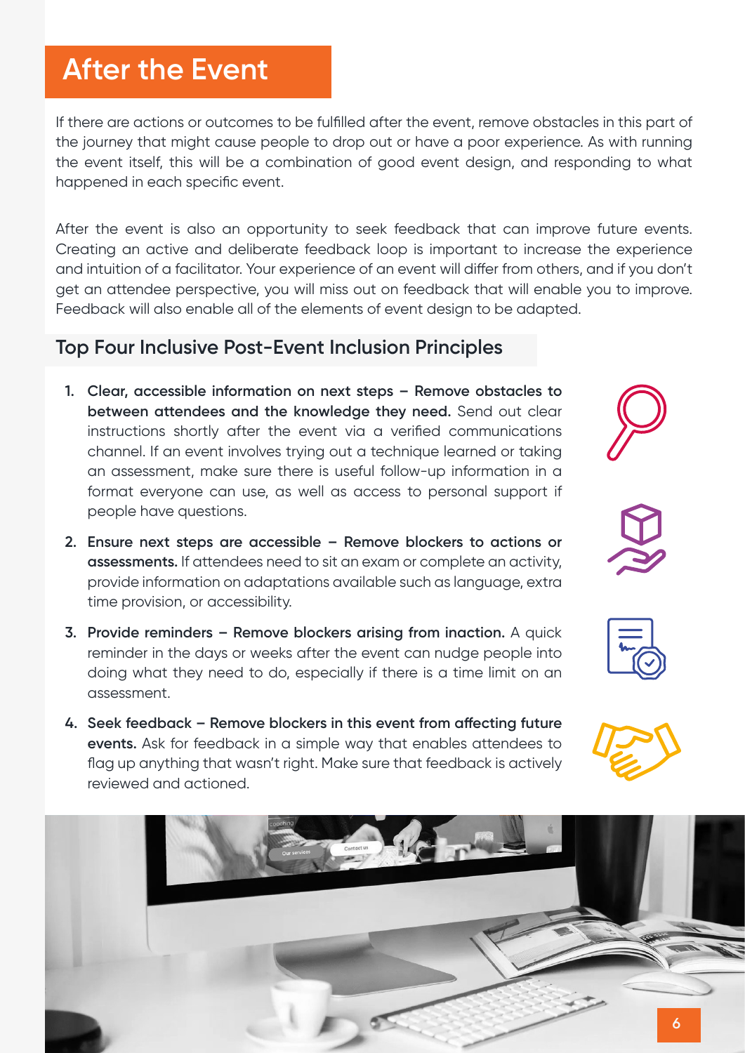# After the Event

If there are actions or outcomes to be fulfilled after the event, remove obstacles in this part of the journey that might cause people to drop out or have a poor experience. As with running the event itself, this will be a combination of good event design, and responding to what happened in each specific event.

After the event is also an opportunity to seek feedback that can improve future events. Creating an active and deliberate feedback loop is important to increase the experience and intuition of a facilitator. Your experience of an event will differ from others, and if you don't get an attendee perspective, you will miss out on feedback that will enable you to improve. Feedback will also enable all of the elements of event design to be adapted.

## Top Four Inclusive Post-Event Inclusion Principles

1. **Clear, accessible information on next steps – Remove obstacles to between attendees and the knowledge they need.** Send out clear instructions shortly after the event via a verified communications channel. If an event involves trying out a technique learned or taking an assessment, make sure there is useful follow-up information in a format everyone can use, as well as access to personal support if people have questions.
2. **Ensure next steps are accessible – Remove blockers to actions or assessments.** If attendees need to sit an exam or complete an activity, provide information on adaptations available such as language, extra time provision, or accessibility.
3. **Provide reminders – Remove blockers arising from inaction.** A quick reminder in the days or weeks after the event can nudge people into doing what they need to do, especially if there is a time limit on an assessment.
4. **Seek feedback – Remove blockers in this event from affecting future events.** Ask for feedback in a simple way that enables attendees to flag up anything that wasn't right. Make sure that feedback is actively reviewed and actioned.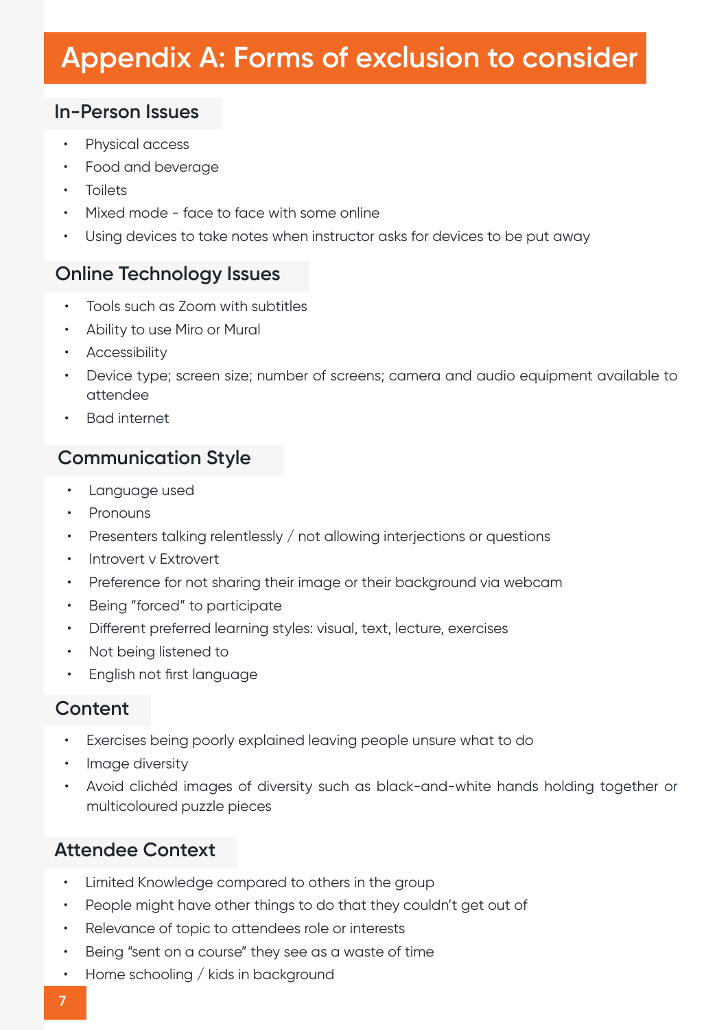# Appendix A: Forms of exclusion to consider

## In-Person Issues

- Physical access
- Food and beverage
- Toilets
- Mixed mode - face to face with some online
- Using devices to take notes when instructor asks for devices to be put away

## Online Technology Issues

- Tools such as Zoom with subtitles
- Ability to use Miro or Mural
- Accessibility
- Device type; screen size; number of screens; camera and audio equipment available to attendee
- Bad internet

## Communication Style

- Language used
- Pronouns
- Presenters talking relentlessly / not allowing interjections or questions
- Introvert v Extrovert
- Preference for not sharing their image or their background via webcam
- Being “forced” to participate
- Different preferred learning styles: visual, text, lecture, exercises
- Not being listened to
- English not first language

## Content

- Exercises being poorly explained leaving people unsure what to do
- Image diversity
- Avoid clichéd images of diversity such as black-and-white hands holding together or multicoloured puzzle pieces

## Attendee Context

- Limited Knowledge compared to others in the group
- People might have other things to do that they couldn’t get out of
- Relevance of topic to attendees role or interests
- Being “sent on a course” they see as a waste of time
- Home schooling / kids in background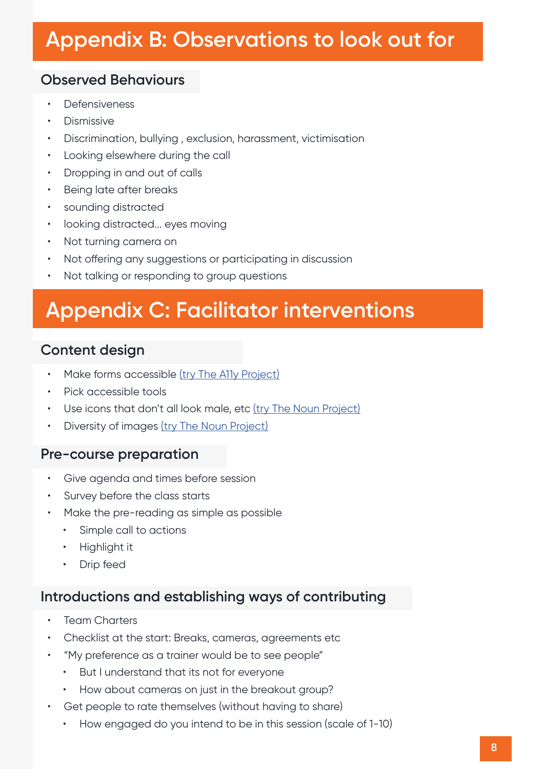# Appendix B: Observations to look out for

## Observed Behaviours

- Defensiveness
- Dismissive
- Discrimination, bullying , exclusion, harassment, victimisation
- Looking elsewhere during the call
- Dropping in and out of calls
- Being late after breaks
- sounding distracted
- looking distracted… eyes moving
- Not turning camera on
- Not offering any suggestions or participating in discussion
- Not talking or responding to group questions

# Appendix C: Facilitator interventions

## Content design

- Make forms accessible (try The A11y Project)
- Pick accessible tools
- Use icons that don't all look male, etc (try The Noun Project)
- Diversity of images (try The Noun Project)

## Pre-course preparation

- Give agenda and times before session
- Survey before the class starts
- Make the pre-reading as simple as possible
  - Simple call to actions
  - Highlight it
  - Drip feed

## Introductions and establishing ways of contributing

- Team Charters
- Checklist at the start: Breaks, cameras, agreements etc
- "My preference as a trainer would be to see people"
  - But I understand that its not for everyone
  - How about cameras on just in the breakout group?
- Get people to rate themselves (without having to share)
  - How engaged do you intend to be in this session (scale of 1-10)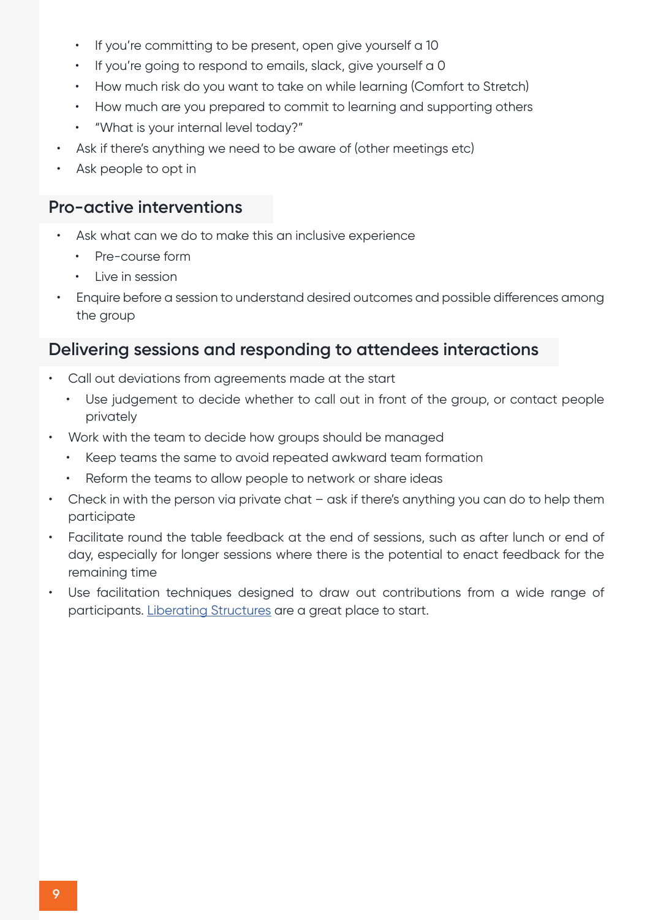- If you're committing to be present, open give yourself a 10
    - If you're going to respond to emails, slack, give yourself a 0
    - How much risk do you want to take on while learning (Comfort to Stretch)
    - How much are you prepared to commit to learning and supporting others
    - "What is your internal level today?"
- Ask if there's anything we need to be aware of (other meetings etc)
- Ask people to opt in

## Pro-active interventions

- Ask what can we do to make this an inclusive experience
    - Pre-course form
    - Live in session
- Enquire before a session to understand desired outcomes and possible differences among the group

## Delivering sessions and responding to attendees interactions

- Call out deviations from agreements made at the start
    - Use judgement to decide whether to call out in front of the group, or contact people privately
- Work with the team to decide how groups should be managed
    - Keep teams the same to avoid repeated awkward team formation
    - Reform the teams to allow people to network or share ideas
- Check in with the person via private chat – ask if there's anything you can do to help them participate
- Facilitate round the table feedback at the end of sessions, such as after lunch or end of day, especially for longer sessions where there is the potential to enact feedback for the remaining time
- Use facilitation techniques designed to draw out contributions from a wide range of participants. Liberating Structures are a great place to start.